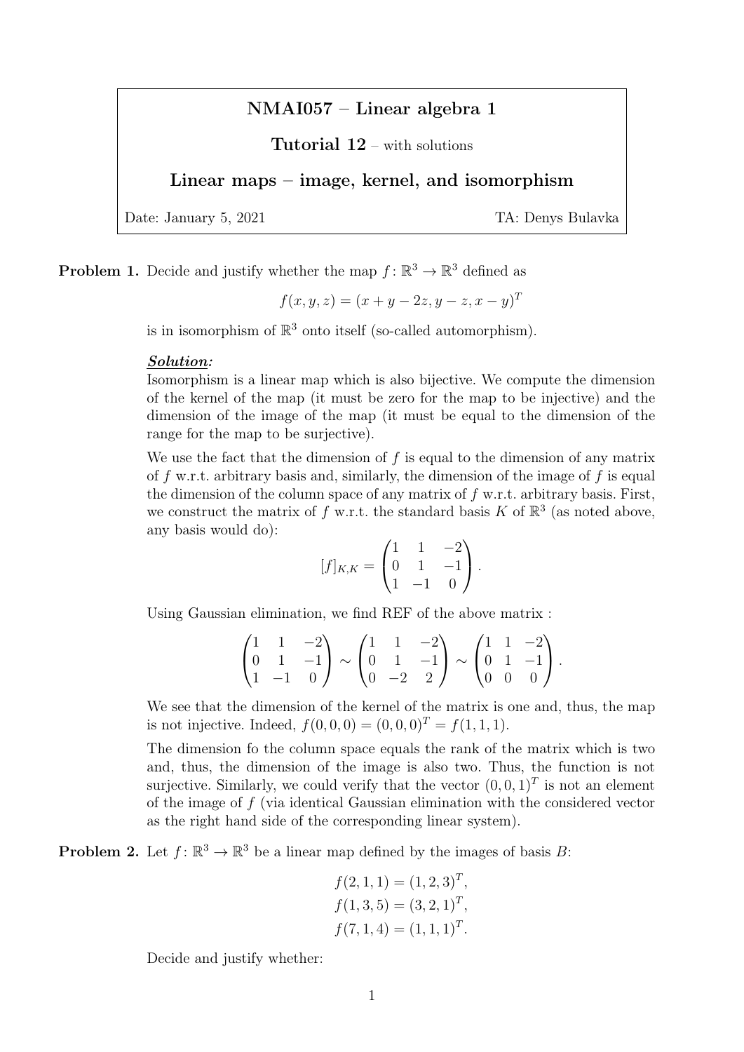# NMAI057 – Linear algebra 1

**Tutorial 12** – with solutions

**Linear maps – image, kernel, and isomorphism**

Date: January 5, 2021 TA: Denys Bulavka

**Problem 1.** Decide and justify whether the map $f\colon \mathbb{R}^3 \to \mathbb{R}^3$ defined as

$$f(x, y, z) = (x + y - 2z, y - z, x - y)^T$$

is in isomorphism of $\mathbb{R}^3$ onto itself (so-called automorphism).

***Solution:***
Isomorphism is a linear map which is also bijective. We compute the dimension of the kernel of the map (it must be zero for the map to be injective) and the dimension of the image of the map (it must be equal to the dimension of the range for the map to be surjective).

We use the fact that the dimension of $f$ is equal to the dimension of any matrix of $f$ w.r.t. arbitrary basis and, similarly, the dimension of the image of $f$ is equal the dimension of the column space of any matrix of $f$ w.r.t. arbitrary basis. First, we construct the matrix of $f$ w.r.t. the standard basis $K$ of $\mathbb{R}^3$ (as noted above, any basis would do):

$$[f]_{K,K} = \begin{pmatrix} 1 & 1 & -2 \\ 0 & 1 & -1 \\ 1 & -1 & 0 \end{pmatrix}.$$

Using Gaussian elimination, we find REF of the above matrix :

$$\begin{pmatrix} 1 & 1 & -2 \\ 0 & 1 & -1 \\ 1 & -1 & 0 \end{pmatrix} \sim \begin{pmatrix} 1 & 1 & -2 \\ 0 & 1 & -1 \\ 0 & -2 & 2 \end{pmatrix} \sim \begin{pmatrix} 1 & 1 & -2 \\ 0 & 1 & -1 \\ 0 & 0 & 0 \end{pmatrix}.$$

We see that the dimension of the kernel of the matrix is one and, thus, the map is not injective. Indeed, $f(0, 0, 0) = (0, 0, 0)^T = f(1, 1, 1)$.

The dimension fo the column space equals the rank of the matrix which is two and, thus, the dimension of the image is also two. Thus, the function is not surjective. Similarly, we could verify that the vector $(0, 0, 1)^T$ is not an element of the image of $f$ (via identical Gaussian elimination with the considered vector as the right hand side of the corresponding linear system).

**Problem 2.** Let $f\colon \mathbb{R}^3 \to \mathbb{R}^3$ be a linear map defined by the images of basis $B$:

$$f(2, 1, 1) = (1, 2, 3)^T,$$
$$f(1, 3, 5) = (3, 2, 1)^T,$$
$$f(7, 1, 4) = (1, 1, 1)^T.$$

Decide and justify whether: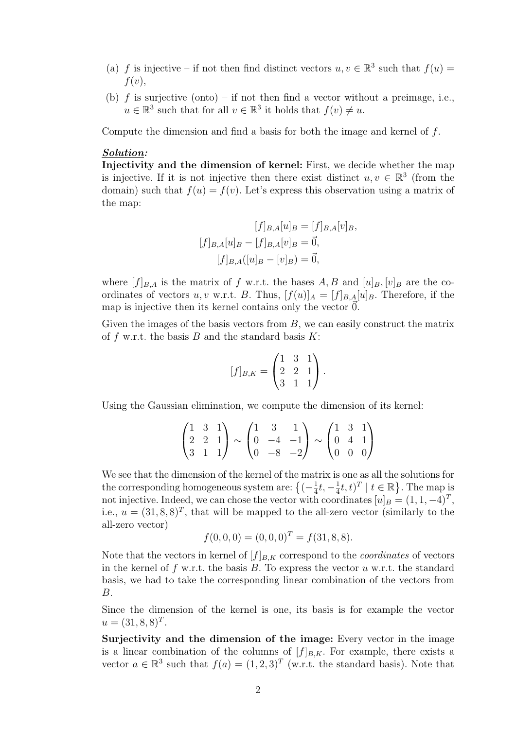(a) $f$ is injective – if not then find distinct vectors $u, v \in \mathbb{R}^3$ such that $f(u) = f(v)$,

(b) $f$ is surjective (onto) – if not then find a vector without a preimage, i.e., $u \in \mathbb{R}^3$ such that for all $v \in \mathbb{R}^3$ it holds that $f(v) \neq u$.

Compute the dimension and find a basis for both the image and kernel of $f$.

***Solution:***

**Injectivity and the dimension of kernel:** First, we decide whether the map is injective. If it is not injective then there exist distinct $u, v \in \mathbb{R}^3$ (from the domain) such that $f(u) = f(v)$. Let's express this observation using a matrix of the map:

$$[f]_{B,A}[u]_B = [f]_{B,A}[v]_B,$$
$$[f]_{B,A}[u]_B - [f]_{B,A}[v]_B = \vec{0},$$
$$[f]_{B,A}([u]_B - [v]_B) = \vec{0},$$

where $[f]_{B,A}$ is the matrix of $f$ w.r.t. the bases $A, B$ and $[u]_B, [v]_B$ are the coordinates of vectors $u, v$ w.r.t. $B$. Thus, $[f(u)]_A = [f]_{B,A}[u]_B$. Therefore, if the map is injective then its kernel contains only the vector $\vec{0}$.

Given the images of the basis vectors from $B$, we can easily construct the matrix of $f$ w.r.t. the basis $B$ and the standard basis $K$:

$$[f]_{B,K} = \begin{pmatrix} 1 & 3 & 1 \\ 2 & 2 & 1 \\ 3 & 1 & 1 \end{pmatrix}.$$

Using the Gaussian elimination, we compute the dimension of its kernel:

$$\begin{pmatrix} 1 & 3 & 1 \\ 2 & 2 & 1 \\ 3 & 1 & 1 \end{pmatrix} \sim \begin{pmatrix} 1 & 3 & 1 \\ 0 & -4 & -1 \\ 0 & -8 & -2 \end{pmatrix} \sim \begin{pmatrix} 1 & 3 & 1 \\ 0 & 4 & 1 \\ 0 & 0 & 0 \end{pmatrix}$$

We see that the dimension of the kernel of the matrix is one as all the solutions for the corresponding homogeneous system are: $\left\{(-\frac{1}{4}t, -\frac{1}{4}t, t)^T \mid t \in \mathbb{R}\right\}$. The map is not injective. Indeed, we can chose the vector with coordinates $[u]_B = (1, 1, -4)^T$, i.e., $u = (31, 8, 8)^T$, that will be mapped to the all-zero vector (similarly to the all-zero vector)

$$f(0, 0, 0) = (0, 0, 0)^T = f(31, 8, 8).$$

Note that the vectors in kernel of $[f]_{B,K}$ correspond to the *coordinates* of vectors in the kernel of $f$ w.r.t. the basis $B$. To express the vector $u$ w.r.t. the standard basis, we had to take the corresponding linear combination of the vectors from $B$.

Since the dimension of the kernel is one, its basis is for example the vector $u = (31, 8, 8)^T$.

**Surjectivity and the dimension of the image:** Every vector in the image is a linear combination of the columns of $[f]_{B,K}$. For example, there exists a vector $a \in \mathbb{R}^3$ such that $f(a) = (1, 2, 3)^T$ (w.r.t. the standard basis). Note that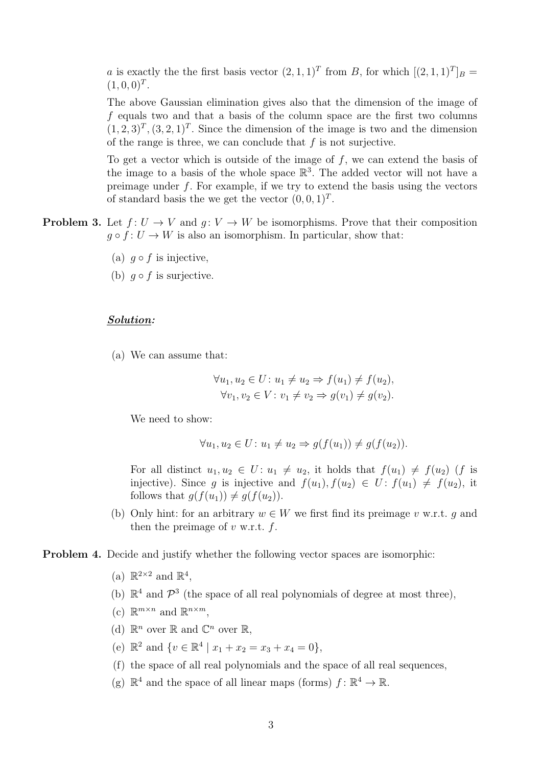$a$ is exactly the the first basis vector $(2,1,1)^T$ from $B$, for which $[(2,1,1)^T]_B = (1,0,0)^T$.

The above Gaussian elimination gives also that the dimension of the image of $f$ equals two and that a basis of the column space are the first two columns $(1,2,3)^T, (3,2,1)^T$. Since the dimension of the image is two and the dimension of the range is three, we can conclude that $f$ is not surjective.

To get a vector which is outside of the image of $f$, we can extend the basis of the image to a basis of the whole space $\mathbb{R}^3$. The added vector will not have a preimage under $f$. For example, if we try to extend the basis using the vectors of standard basis the we get the vector $(0,0,1)^T$.

**Problem 3.** Let $f\colon U \to V$ and $g\colon V \to W$ be isomorphisms. Prove that their composition $g \circ f\colon U \to W$ is also an isomorphism. In particular, show that:

(a) $g \circ f$ is injective,

(b) $g \circ f$ is surjective.

***Solution:***

(a) We can assume that:

$$\forall u_1, u_2 \in U\colon u_1 \neq u_2 \Rightarrow f(u_1) \neq f(u_2),$$
$$\forall v_1, v_2 \in V\colon v_1 \neq v_2 \Rightarrow g(v_1) \neq g(v_2).$$

We need to show:

$$\forall u_1, u_2 \in U\colon u_1 \neq u_2 \Rightarrow g(f(u_1)) \neq g(f(u_2)).$$

For all distinct $u_1, u_2 \in U\colon u_1 \neq u_2$, it holds that $f(u_1) \neq f(u_2)$ ($f$ is injective). Since $g$ is injective and $f(u_1), f(u_2) \in U\colon f(u_1) \neq f(u_2)$, it follows that $g(f(u_1)) \neq g(f(u_2))$.

(b) Only hint: for an arbitrary $w \in W$ we first find its preimage $v$ w.r.t. $g$ and then the preimage of $v$ w.r.t. $f$.

**Problem 4.** Decide and justify whether the following vector spaces are isomorphic:

(a) $\mathbb{R}^{2\times 2}$ and $\mathbb{R}^4$,

(b) $\mathbb{R}^4$ and $\mathcal{P}^3$ (the space of all real polynomials of degree at most three),

(c) $\mathbb{R}^{m\times n}$ and $\mathbb{R}^{n\times m}$,

(d) $\mathbb{R}^n$ over $\mathbb{R}$ and $\mathbb{C}^n$ over $\mathbb{R}$,

(e) $\mathbb{R}^2$ and $\{v \in \mathbb{R}^4 \mid x_1 + x_2 = x_3 + x_4 = 0\}$,

(f) the space of all real polynomials and the space of all real sequences,

(g) $\mathbb{R}^4$ and the space of all linear maps (forms) $f\colon \mathbb{R}^4 \to \mathbb{R}$.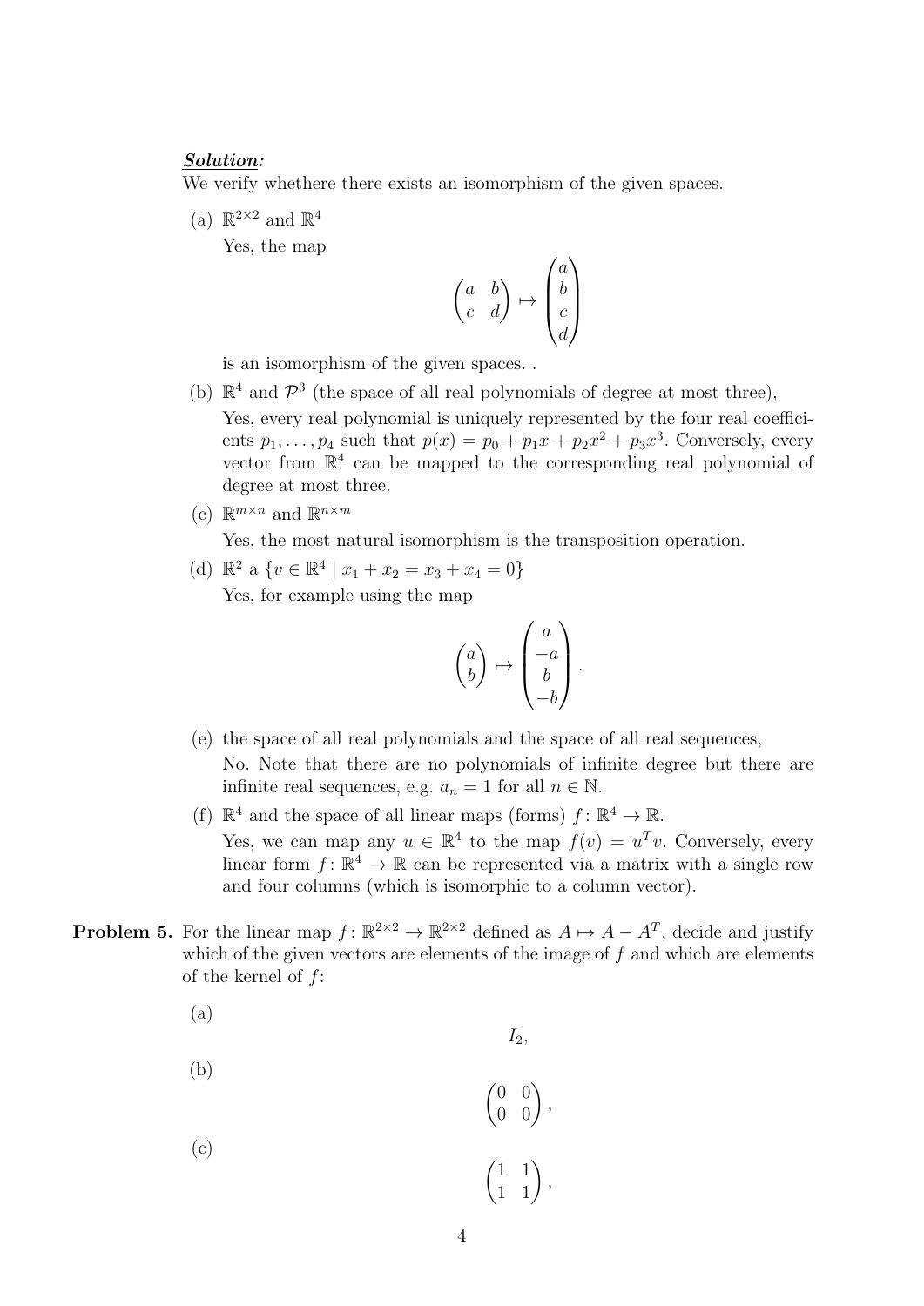***Solution:***
We verify whethere there exists an isomorphism of the given spaces.

(a) $\mathbb{R}^{2\times 2}$ and $\mathbb{R}^4$

Yes, the map

$$\begin{pmatrix} a & b \\ c & d \end{pmatrix} \mapsto \begin{pmatrix} a \\ b \\ c \\ d \end{pmatrix}$$

is an isomorphism of the given spaces. .

(b) $\mathbb{R}^4$ and $\mathcal{P}^3$ (the space of all real polynomials of degree at most three),

Yes, every real polynomial is uniquely represented by the four real coefficients $p_1, \ldots, p_4$ such that $p(x) = p_0 + p_1 x + p_2 x^2 + p_3 x^3$. Conversely, every vector from $\mathbb{R}^4$ can be mapped to the corresponding real polynomial of degree at most three.

(c) $\mathbb{R}^{m\times n}$ and $\mathbb{R}^{n\times m}$

Yes, the most natural isomorphism is the transposition operation.

(d) $\mathbb{R}^2$ a $\{v \in \mathbb{R}^4 \mid x_1 + x_2 = x_3 + x_4 = 0\}$

Yes, for example using the map

$$\begin{pmatrix} a \\ b \end{pmatrix} \mapsto \begin{pmatrix} a \\ -a \\ b \\ -b \end{pmatrix}.$$

(e) the space of all real polynomials and the space of all real sequences,

No. Note that there are no polynomials of infinite degree but there are infinite real sequences, e.g. $a_n = 1$ for all $n \in \mathbb{N}$.

(f) $\mathbb{R}^4$ and the space of all linear maps (forms) $f\colon \mathbb{R}^4 \to \mathbb{R}$.

Yes, we can map any $u \in \mathbb{R}^4$ to the map $f(v) = u^T v$. Conversely, every linear form $f\colon \mathbb{R}^4 \to \mathbb{R}$ can be represented via a matrix with a single row and four columns (which is isomorphic to a column vector).

**Problem 5.** For the linear map $f\colon \mathbb{R}^{2\times 2} \to \mathbb{R}^{2\times 2}$ defined as $A \mapsto A - A^T$, decide and justify which of the given vectors are elements of the image of $f$ and which are elements of the kernel of $f$:

(a)

$$I_2,$$

(b)

$$\begin{pmatrix} 0 & 0 \\ 0 & 0 \end{pmatrix},$$

(c)

$$\begin{pmatrix} 1 & 1 \\ 1 & 1 \end{pmatrix},$$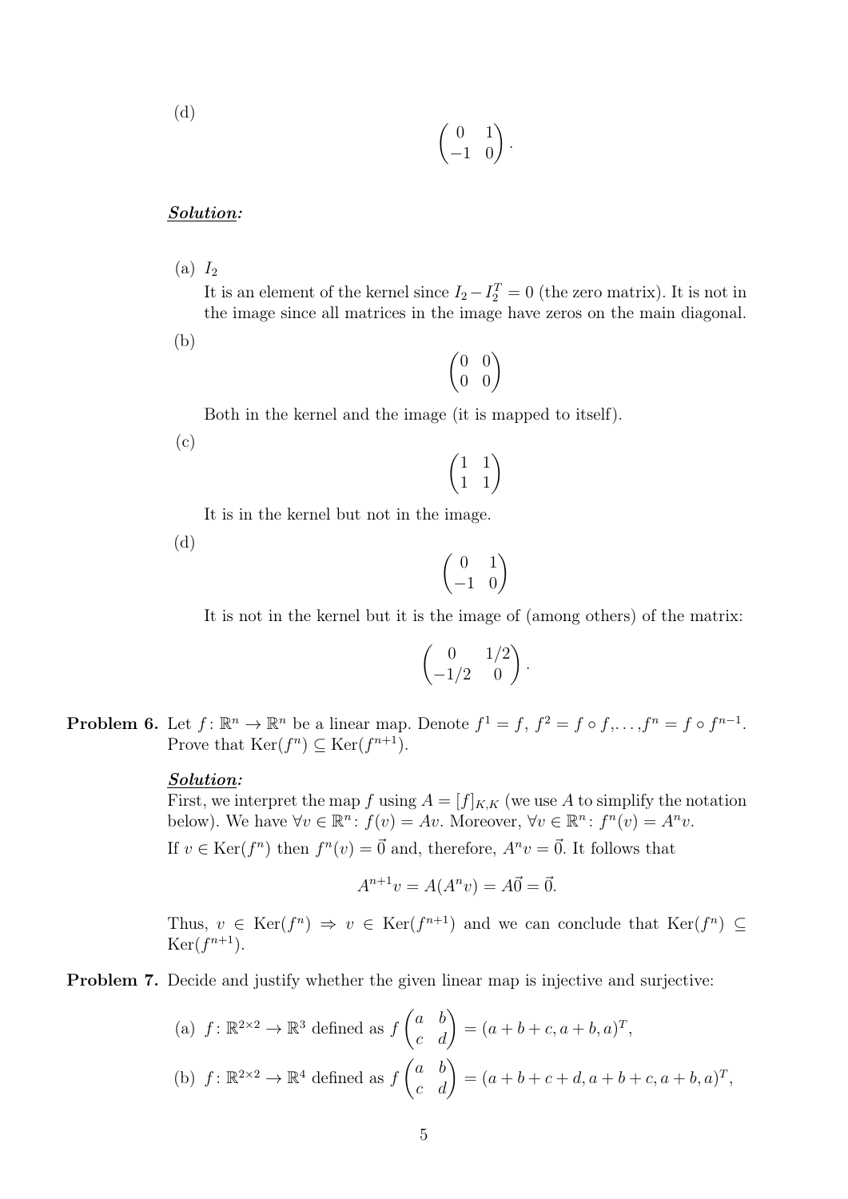(d)

$$\begin{pmatrix} 0 & 1 \\ -1 & 0 \end{pmatrix}.$$

***Solution:***

(a) $I_2$

It is an element of the kernel since $I_2 - I_2^T = 0$ (the zero matrix). It is not in the image since all matrices in the image have zeros on the main diagonal.

(b)

$$\begin{pmatrix} 0 & 0 \\ 0 & 0 \end{pmatrix}$$

Both in the kernel and the image (it is mapped to itself).

(c)

$$\begin{pmatrix} 1 & 1 \\ 1 & 1 \end{pmatrix}$$

It is in the kernel but not in the image.

(d)

$$\begin{pmatrix} 0 & 1 \\ -1 & 0 \end{pmatrix}$$

It is not in the kernel but it is the image of (among others) of the matrix:

$$\begin{pmatrix} 0 & 1/2 \\ -1/2 & 0 \end{pmatrix}.$$

**Problem 6.** Let $f\colon \mathbb{R}^n \to \mathbb{R}^n$ be a linear map. Denote $f^1 = f$, $f^2 = f \circ f, \ldots, f^n = f \circ f^{n-1}$. Prove that $\mathrm{Ker}(f^n) \subseteq \mathrm{Ker}(f^{n+1})$.

***Solution:***

First, we interpret the map $f$ using $A = [f]_{K,K}$ (we use $A$ to simplify the notation below). We have $\forall v \in \mathbb{R}^n\colon f(v) = Av$. Moreover, $\forall v \in \mathbb{R}^n\colon f^n(v) = A^n v$.

If $v \in \mathrm{Ker}(f^n)$ then $f^n(v) = \vec{0}$ and, therefore, $A^n v = \vec{0}$. It follows that

$$A^{n+1}v = A(A^n v) = A\vec{0} = \vec{0}.$$

Thus, $v \in \mathrm{Ker}(f^n) \Rightarrow v \in \mathrm{Ker}(f^{n+1})$ and we can conclude that $\mathrm{Ker}(f^n) \subseteq \mathrm{Ker}(f^{n+1})$.

**Problem 7.** Decide and justify whether the given linear map is injective and surjective:

(a) $f\colon \mathbb{R}^{2\times 2} \to \mathbb{R}^3$ defined as $f\begin{pmatrix} a & b \\ c & d \end{pmatrix} = (a+b+c, a+b, a)^T$,

(b) $f\colon \mathbb{R}^{2\times 2} \to \mathbb{R}^4$ defined as $f\begin{pmatrix} a & b \\ c & d \end{pmatrix} = (a+b+c+d, a+b+c, a+b, a)^T$,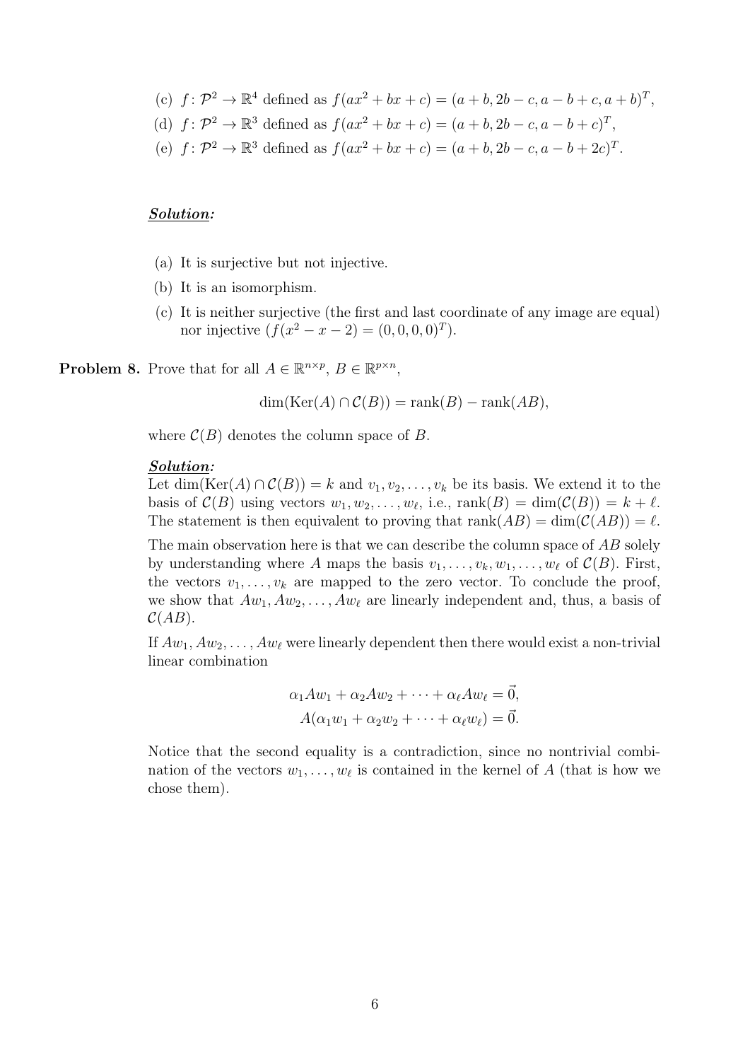(c) $f\colon \mathcal{P}^2 \to \mathbb{R}^4$ defined as $f(ax^2 + bx + c) = (a + b, 2b - c, a - b + c, a + b)^T$,

(d) $f\colon \mathcal{P}^2 \to \mathbb{R}^3$ defined as $f(ax^2 + bx + c) = (a + b, 2b - c, a - b + c)^T$,

(e) $f\colon \mathcal{P}^2 \to \mathbb{R}^3$ defined as $f(ax^2 + bx + c) = (a + b, 2b - c, a - b + 2c)^T$.

***Solution:***

(a) It is surjective but not injective.

(b) It is an isomorphism.

(c) It is neither surjective (the first and last coordinate of any image are equal) nor injective ($f(x^2 - x - 2) = (0, 0, 0, 0)^T$).

**Problem 8.** Prove that for all $A \in \mathbb{R}^{n\times p}$, $B \in \mathbb{R}^{p\times n}$,

$$\dim(\mathrm{Ker}(A) \cap \mathcal{C}(B)) = \mathrm{rank}(B) - \mathrm{rank}(AB),$$

where $\mathcal{C}(B)$ denotes the column space of $B$.

***Solution:***

Let $\dim(\mathrm{Ker}(A) \cap \mathcal{C}(B)) = k$ and $v_1, v_2, \dots, v_k$ be its basis. We extend it to the basis of $\mathcal{C}(B)$ using vectors $w_1, w_2, \dots, w_\ell$, i.e., $\mathrm{rank}(B) = \dim(\mathcal{C}(B)) = k + \ell$. The statement is then equivalent to proving that $\mathrm{rank}(AB) = \dim(\mathcal{C}(AB)) = \ell$.

The main observation here is that we can describe the column space of $AB$ solely by understanding where $A$ maps the basis $v_1, \dots, v_k, w_1, \dots, w_\ell$ of $\mathcal{C}(B)$. First, the vectors $v_1, \dots, v_k$ are mapped to the zero vector. To conclude the proof, we show that $Aw_1, Aw_2, \dots, Aw_\ell$ are linearly independent and, thus, a basis of $\mathcal{C}(AB)$.

If $Aw_1, Aw_2, \dots, Aw_\ell$ were linearly dependent then there would exist a non-trivial linear combination

$$\alpha_1 Aw_1 + \alpha_2 Aw_2 + \dots + \alpha_\ell Aw_\ell = \vec{0},$$
$$A(\alpha_1 w_1 + \alpha_2 w_2 + \dots + \alpha_\ell w_\ell) = \vec{0}.$$

Notice that the second equality is a contradiction, since no nontrivial combination of the vectors $w_1, \dots, w_\ell$ is contained in the kernel of $A$ (that is how we chose them).